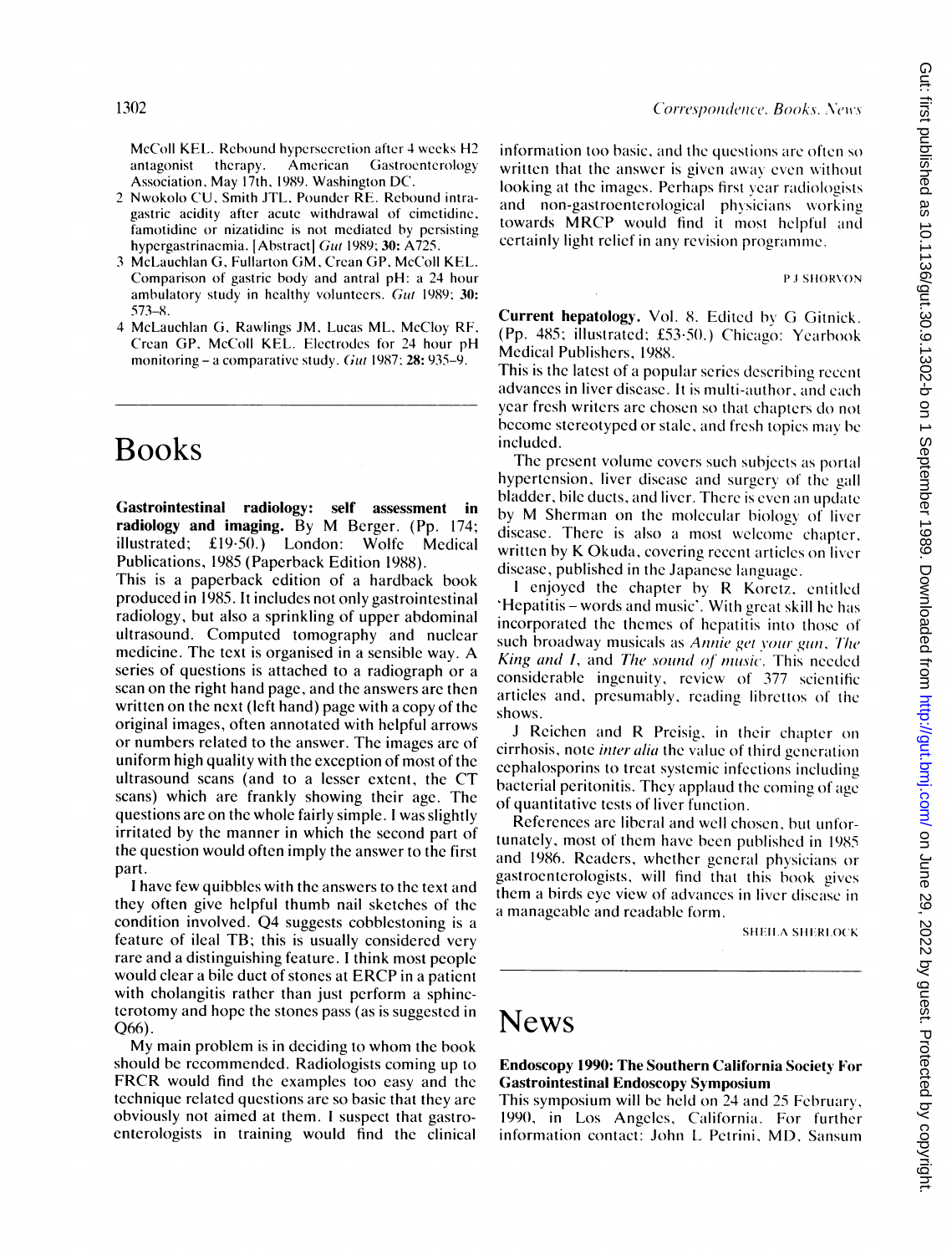McColl KEL. Rebound hypersecretion after 4 weeks H2 antagonist therapy. American Gastroenterology Association, May 17th, 1989. Washington DC.

2 Nwokolo CU, Smith JTL, Pounder RE. Rebound intragastric acidity after acute withdrawal of cimetidine, famotidine or nizatidine is not mediated by persisting hypergastrinaemia. [Abstract] *Gut* 1989; **30:** A725.

3 McLauchlan G, Fullarton GM, Crean GP, McColl KEL. Comparison of gastric body and antral pH: a 24 hour ambulatory study in healthy volunteers. *Gut* 1989; **30:** 573–8.

4 McLauchlan G, Rawlings JM, Lucas ML, McCloy RF, Crean GP, McColl KEL. Electrodes for 24 hour pH monitoring – a comparative study. *Gut* 1987; **28:** 935–9.

# Books

**Gastrointestinal radiology: self assessment in radiology and imaging.** By M Berger. (Pp. 174; illustrated; £19·50.) London: Wolfe Medical Publications, 1985 (Paperback Edition 1988).

This is a paperback edition of a hardback book produced in 1985. It includes not only gastrointestinal radiology, but also a sprinkling of upper abdominal ultrasound. Computed tomography and nuclear medicine. The text is organised in a sensible way. A series of questions is attached to a radiograph or a scan on the right hand page, and the answers are then written on the next (left hand) page with a copy of the original images, often annotated with helpful arrows or numbers related to the answer. The images are of uniform high quality with the exception of most of the ultrasound scans (and to a lesser extent, the CT scans) which are frankly showing their age. The questions are on the whole fairly simple. I was slightly irritated by the manner in which the second part of the question would often imply the answer to the first part.

I have few quibbles with the answers to the text and they often give helpful thumb nail sketches of the condition involved. Q4 suggests cobblestoning is a feature of ileal TB; this is usually considered very rare and a distinguishing feature. I think most people would clear a bile duct of stones at ERCP in a patient with cholangitis rather than just perform a sphincterotomy and hope the stones pass (as is suggested in Q66).

My main problem is in deciding to whom the book should be recommended. Radiologists coming up to FRCR would find the examples too easy and the technique related questions are so basic that they are obviously not aimed at them. I suspect that gastroenterologists in training would find the clinical information too basic, and the questions are often so written that the answer is given away even without looking at the images. Perhaps first year radiologists and non-gastroenterological physicians working towards MRCP would find it most helpful and certainly light relief in any revision programme.

P J SHORVON

**Current hepatology.** Vol. 8. Edited by G Gitnick. (Pp. 485; illustrated; £53·50.) Chicago: Yearbook Medical Publishers, 1988.

This is the latest of a popular series describing recent advances in liver disease. It is multi-author, and each year fresh writers are chosen so that chapters do not become stereotyped or stale, and fresh topics may be included.

The present volume covers such subjects as portal hypertension, liver disease and surgery of the gall bladder, bile ducts, and liver. There is even an update by M Sherman on the molecular biology of liver disease. There is also a most welcome chapter, written by K Okuda, covering recent articles on liver disease, published in the Japanese language.

I enjoyed the chapter by R Koretz, entitled 'Hepatitis – words and music'. With great skill he has incorporated the themes of hepatitis into those of such broadway musicals as *Annie get your gun*, *The King and I*, and *The sound of music*. This needed considerable ingenuity, review of 377 scientific articles and, presumably, reading librettos of the shows.

J Reichen and R Preisig, in their chapter on cirrhosis, note *inter alia* the value of third generation cephalosporins to treat systemic infections including bacterial peritonitis. They applaud the coming of age of quantitative tests of liver function.

References are liberal and well chosen, but unfortunately, most of them have been published in 1985 and 1986. Readers, whether general physicians or gastroenterologists, will find that this book gives them a birds eye view of advances in liver disease in a manageable and readable form.

SHEILA SHERLOCK

# News

**Endoscopy 1990: The Southern California Society For Gastrointestinal Endoscopy Symposium**

This symposium will be held on 24 and 25 February, 1990, in Los Angeles, California. For further information contact: John L Petrini, MD, Sansum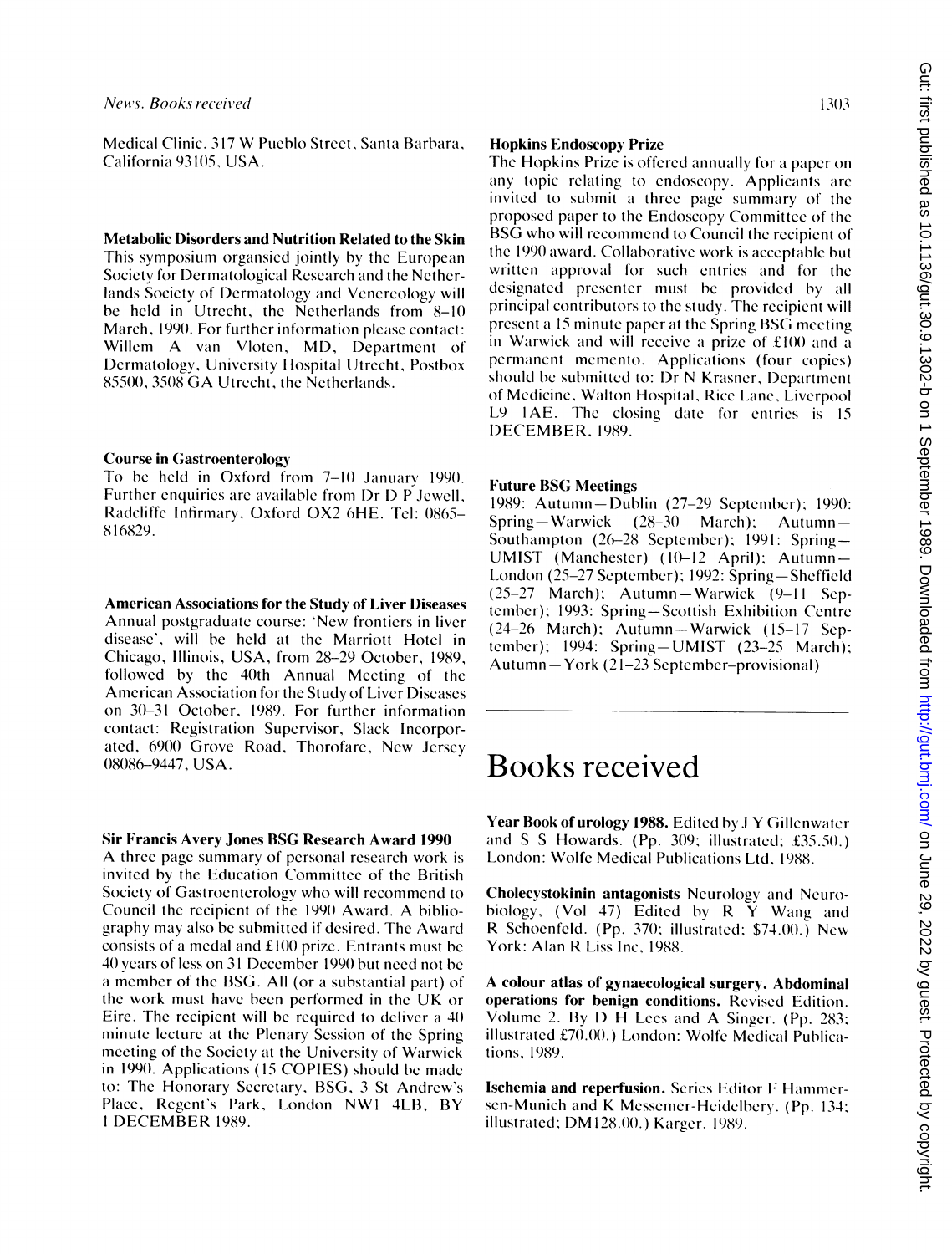Medical Clinic, 317 W Pueblo Street, Santa Barbara, California 93105, USA.

**Metabolic Disorders and Nutrition Related to the Skin**
This symposium organsied jointly by the European Society for Dermatological Research and the Netherlands Society of Dermatology and Venereology will be held in Utrecht, the Netherlands from 8–10 March, 1990. For further information please contact: Willem A van Vloten, MD, Department of Dermatology, University Hospital Utrecht, Postbox 85500, 3508 GA Utrecht, the Netherlands.

**Course in Gastroenterology**
To be held in Oxford from 7–10 January 1990. Further enquiries are available from Dr D P Jewell, Radcliffe Infirmary, Oxford OX2 6HE. Tel: 0865–816829.

**American Associations for the Study of Liver Diseases**
Annual postgraduate course: 'New frontiers in liver disease', will be held at the Marriott Hotel in Chicago, Illinois, USA, from 28–29 October, 1989, followed by the 40th Annual Meeting of the American Association for the Study of Liver Diseases on 30–31 October, 1989. For further information contact: Registration Supervisor, Slack Incorporated, 6900 Grove Road, Thorofare, New Jersey 08086–9447, USA.

**Sir Francis Avery Jones BSG Research Award 1990**
A three page summary of personal research work is invited by the Education Committee of the British Society of Gastroenterology who will recommend to Council the recipient of the 1990 Award. A bibliography may also be submitted if desired. The Award consists of a medal and £100 prize. Entrants must be 40 years of less on 31 December 1990 but need not be a member of the BSG. All (or a substantial part) of the work must have been performed in the UK or Eire. The recipient will be required to deliver a 40 minute lecture at the Plenary Session of the Spring meeting of the Society at the University of Warwick in 1990. Applications (15 COPIES) should be made to: The Honorary Secretary, BSG, 3 St Andrew's Place, Regent's Park, London NW1 4LB, BY 1 DECEMBER 1989.

**Hopkins Endoscopy Prize**
The Hopkins Prize is offered annually for a paper on any topic relating to endoscopy. Applicants are invited to submit a three page summary of the proposed paper to the Endoscopy Committee of the BSG who will recommend to Council the recipient of the 1990 award. Collaborative work is acceptable but written approval for such entries and for the designated presenter must be provided by all principal contributors to the study. The recipient will present a 15 minute paper at the Spring BSG meeting in Warwick and will receive a prize of £100 and a permanent memento. Applications (four copies) should be submitted to: Dr N Krasner, Department of Medicine, Walton Hospital, Rice Lane, Liverpool L9 1AE. The closing date for entries is 15 DECEMBER, 1989.

**Future BSG Meetings**
1989: Autumn—Dublin (27–29 September); 1990: Spring—Warwick (28–30 March); Autumn—Southampton (26–28 September); 1991: Spring—UMIST (Manchester) (10–12 April); Autumn—London (25–27 September); 1992: Spring—Sheffield (25–27 March); Autumn—Warwick (9–11 September); 1993: Spring—Scottish Exhibition Centre (24–26 March); Autumn—Warwick (15–17 September); 1994: Spring—UMIST (23–25 March); Autumn—York (21–23 September–provisional)

# Books received

**Year Book of urology 1988.** Edited by J Y Gillenwater and S S Howards. (Pp. 309; illustrated; £35.50.) London: Wolfe Medical Publications Ltd, 1988.

**Cholecystokinin antagonists** Neurology and Neurobiology, (Vol 47) Edited by R Y Wang and R Schoenfeld. (Pp. 370; illustrated; $74.00.) New York: Alan R Liss Inc, 1988.

**A colour atlas of gynaecological surgery. Abdominal operations for benign conditions.** Revised Edition. Volume 2. By D H Lees and A Singer. (Pp. 283; illustrated £70.00.) London: Wolfe Medical Publications, 1989.

**Ischemia and reperfusion.** Series Editor F Hammersen-Munich and K Messmer-Heidelbery. (Pp. 134; illustrated; DM128.00.) Karger. 1989.